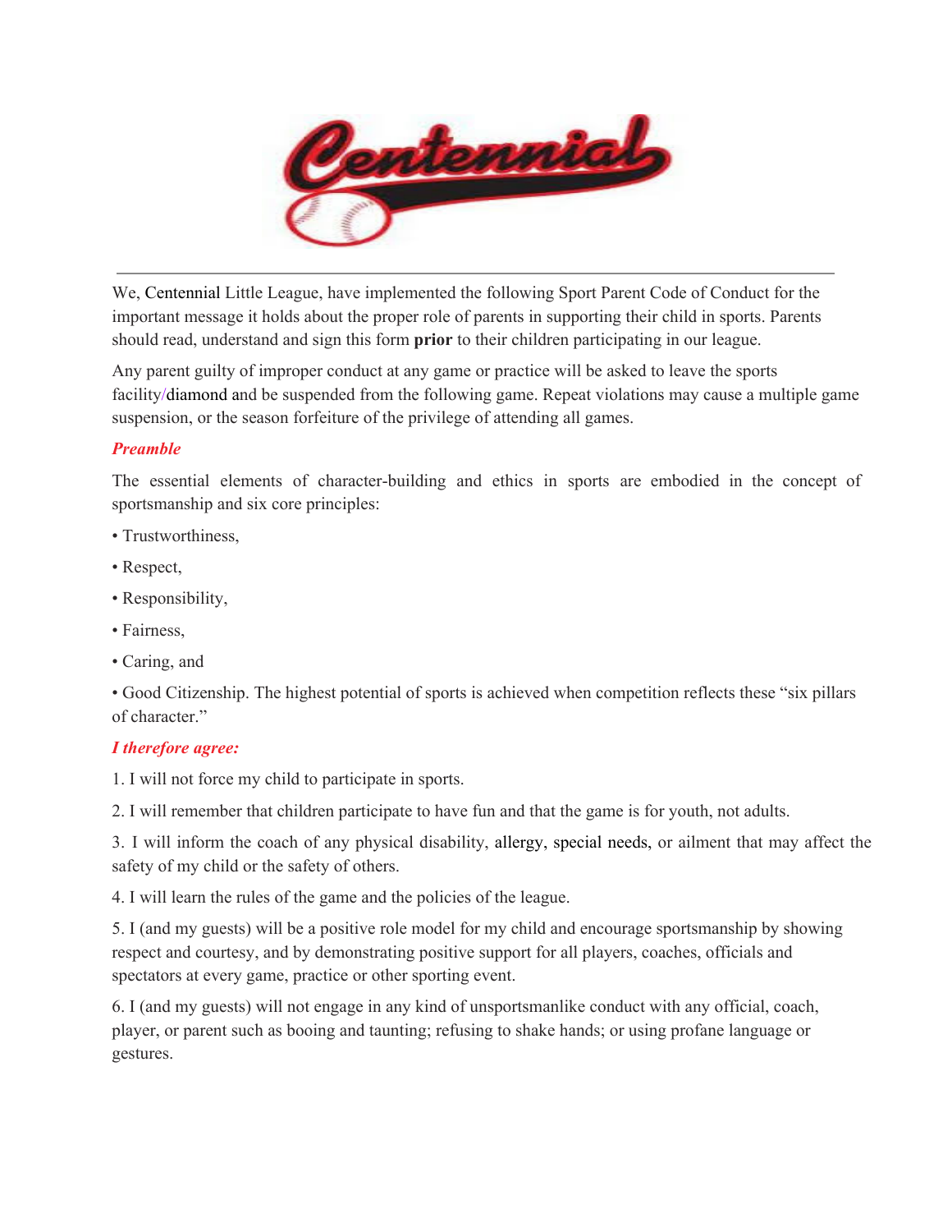We, Centennial Little League, have implemented the following Sport Parent Code of Conduct for the important message it holds about the proper role of parents in supporting their child in sports. Parents should read, understand and sign this form **prior** to their children participating in our league.

Any parent guilty of improper conduct at any game or practice will be asked to leave the sports facility/diamond and be suspended from the following game. Repeat violations may cause a multiple game suspension, or the season forfeiture of the privilege of attending all games.

***Preamble***

The essential elements of character-building and ethics in sports are embodied in the concept of sportsmanship and six core principles:

• Trustworthiness,

• Respect,

• Responsibility,

• Fairness,

• Caring, and

• Good Citizenship. The highest potential of sports is achieved when competition reflects these "six pillars of character."

***I therefore agree:***

1. I will not force my child to participate in sports.

2. I will remember that children participate to have fun and that the game is for youth, not adults.

3. I will inform the coach of any physical disability, allergy, special needs, or ailment that may affect the safety of my child or the safety of others.

4. I will learn the rules of the game and the policies of the league.

5. I (and my guests) will be a positive role model for my child and encourage sportsmanship by showing respect and courtesy, and by demonstrating positive support for all players, coaches, officials and spectators at every game, practice or other sporting event.

6. I (and my guests) will not engage in any kind of unsportsmanlike conduct with any official, coach, player, or parent such as booing and taunting; refusing to shake hands; or using profane language or gestures.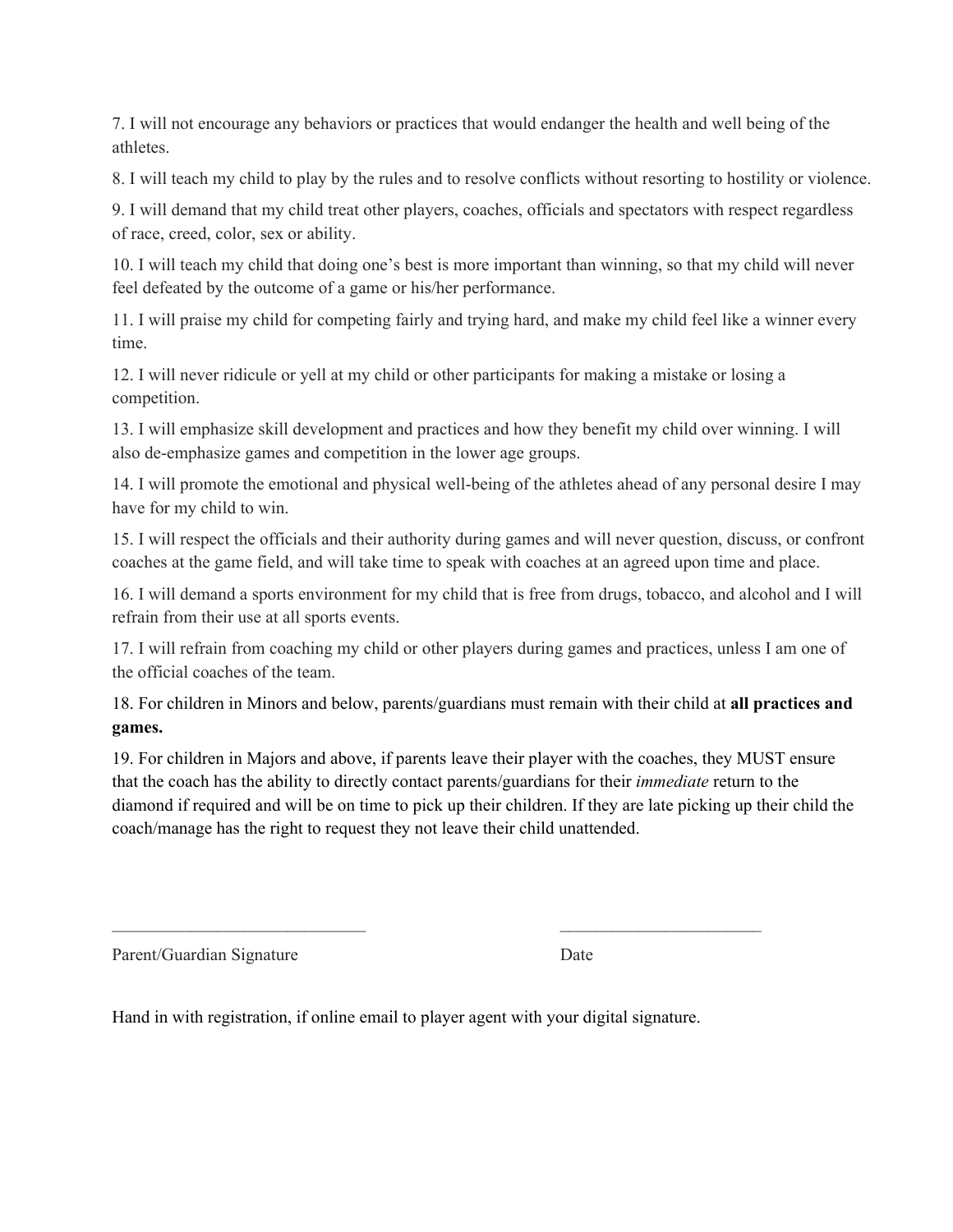7. I will not encourage any behaviors or practices that would endanger the health and well being of the athletes.

8. I will teach my child to play by the rules and to resolve conflicts without resorting to hostility or violence.

9. I will demand that my child treat other players, coaches, officials and spectators with respect regardless of race, creed, color, sex or ability.

10. I will teach my child that doing one's best is more important than winning, so that my child will never feel defeated by the outcome of a game or his/her performance.

11. I will praise my child for competing fairly and trying hard, and make my child feel like a winner every time.

12. I will never ridicule or yell at my child or other participants for making a mistake or losing a competition.

13. I will emphasize skill development and practices and how they benefit my child over winning. I will also de-emphasize games and competition in the lower age groups.

14. I will promote the emotional and physical well-being of the athletes ahead of any personal desire I may have for my child to win.

15. I will respect the officials and their authority during games and will never question, discuss, or confront coaches at the game field, and will take time to speak with coaches at an agreed upon time and place.

16. I will demand a sports environment for my child that is free from drugs, tobacco, and alcohol and I will refrain from their use at all sports events.

17. I will refrain from coaching my child or other players during games and practices, unless I am one of the official coaches of the team.

18. For children in Minors and below, parents/guardians must remain with their child at **all practices and games.**

19. For children in Majors and above, if parents leave their player with the coaches, they MUST ensure that the coach has the ability to directly contact parents/guardians for their *immediate* return to the diamond if required and will be on time to pick up their children. If they are late picking up their child the coach/manage has the right to request they not leave their child unattended.

\_\_\_\_\_\_\_\_\_\_\_\_\_\_\_\_\_\_\_\_\_\_\_\_\_\_\_\_\_\_ \_\_\_\_\_\_\_\_\_\_\_\_\_\_\_\_\_\_\_\_\_\_\_\_

Parent/Guardian Signature Date

Hand in with registration, if online email to player agent with your digital signature.